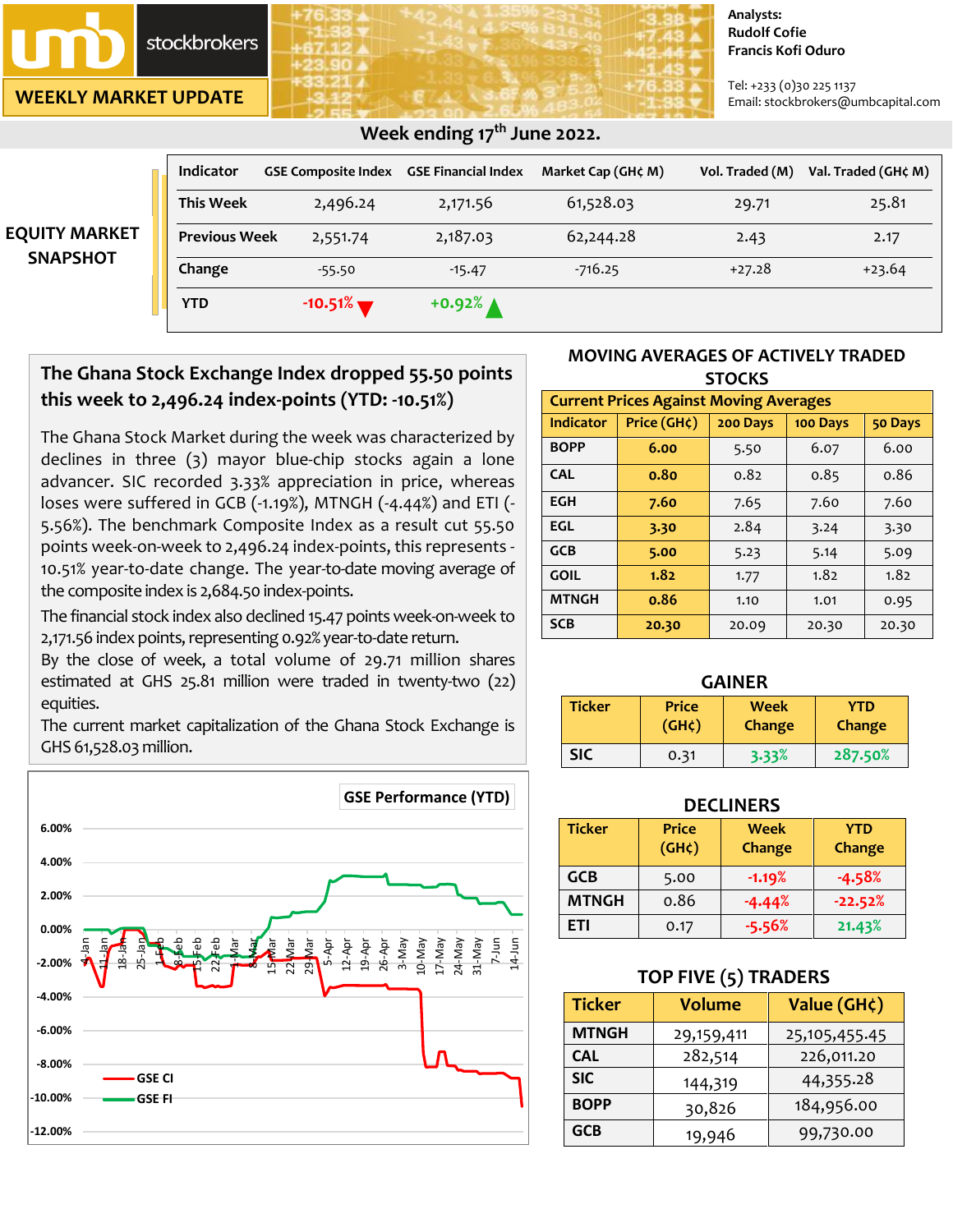# umb stockbrokers

**WEEKLY MARKET UPDATE**

Analysts:
Rudolf Cofie
Francis Kofi Oduro

Tel: +233 (0)30 225 1137
Email: stockbrokers@umbcapital.com

## Week ending 17th June 2022.

## EQUITY MARKET SNAPSHOT

| Indicator | GSE Composite Index | GSE Financial Index | Market Cap (GH¢ M) | Vol. Traded (M) | Val. Traded (GH¢ M) |
|---|---|---|---|---|---|
| This Week | 2,496.24 | 2,171.56 | 61,528.03 | 29.71 | 25.81 |
| Previous Week | 2,551.74 | 2,187.03 | 62,244.28 | 2.43 | 2.17 |
| Change | -55.50 | -15.47 | -716.25 | +27.28 | +23.64 |
| YTD | -10.51% ▼ | +0.92% ▲ | | | |

## The Ghana Stock Exchange Index dropped 55.50 points this week to 2,496.24 index-points (YTD: -10.51%)

The Ghana Stock Market during the week was characterized by declines in three (3) mayor blue-chip stocks again a lone advancer. SIC recorded 3.33% appreciation in price, whereas loses were suffered in GCB (-1.19%), MTNGH (-4.44%) and ETI (-5.56%). The benchmark Composite Index as a result cut 55.50 points week-on-week to 2,496.24 index-points, this represents -10.51% year-to-date change. The year-to-date moving average of the composite index is 2,684.50 index-points.

The financial stock index also declined 15.47 points week-on-week to 2,171.56 index points, representing 0.92% year-to-date return.

By the close of week, a total volume of 29.71 million shares estimated at GHS 25.81 million were traded in twenty-two (22) equities.

The current market capitalization of the Ghana Stock Exchange is GHS 61,528.03 million.

**GSE Performance (YTD)**

(Chart: GSE CI and GSE FI, y-axis -12.00% to 6.00%, x-axis 4-Jan to 14-Jun)

## MOVING AVERAGES OF ACTIVELY TRADED STOCKS

| Current Prices Against Moving Averages | | | | |
|---|---|---|---|---|
| Indicator | Price (GH¢) | 200 Days | 100 Days | 50 Days |
| BOPP | 6.00 | 5.50 | 6.07 | 6.00 |
| CAL | 0.80 | 0.82 | 0.85 | 0.86 |
| EGH | 7.60 | 7.65 | 7.60 | 7.60 |
| EGL | 3.30 | 2.84 | 3.24 | 3.30 |
| GCB | 5.00 | 5.23 | 5.14 | 5.09 |
| GOIL | 1.82 | 1.77 | 1.82 | 1.82 |
| MTNGH | 0.86 | 1.10 | 1.01 | 0.95 |
| SCB | 20.30 | 20.09 | 20.30 | 20.30 |

## GAINER

| Ticker | Price (GH¢) | Week Change | YTD Change |
|---|---|---|---|
| SIC | 0.31 | 3.33% | 287.50% |

## DECLINERS

| Ticker | Price (GH¢) | Week Change | YTD Change |
|---|---|---|---|
| GCB | 5.00 | -1.19% | -4.58% |
| MTNGH | 0.86 | -4.44% | -22.52% |
| ETI | 0.17 | -5.56% | 21.43% |

## TOP FIVE (5) TRADERS

| Ticker | Volume | Value (GH¢) |
|---|---|---|
| MTNGH | 29,159,411 | 25,105,455.45 |
| CAL | 282,514 | 226,011.20 |
| SIC | 144,319 | 44,355.28 |
| BOPP | 30,826 | 184,956.00 |
| GCB | 19,946 | 99,730.00 |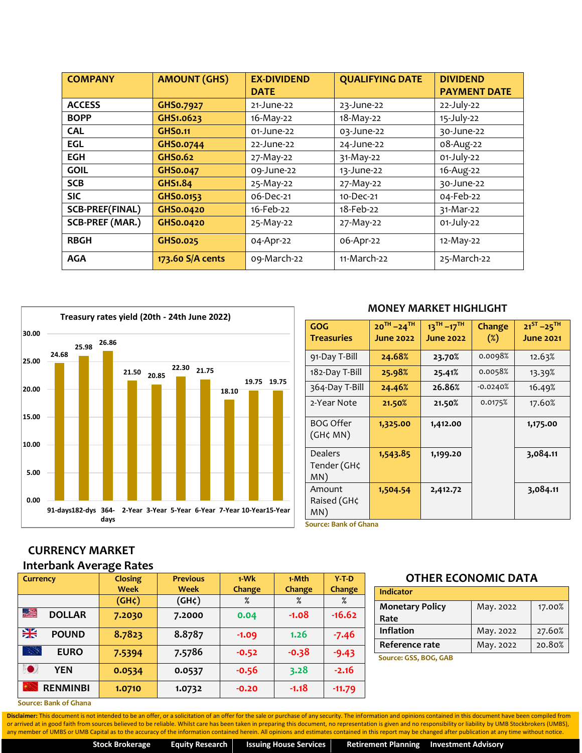| COMPANY | AMOUNT (GHS) | EX-DIVIDEND DATE | QUALIFYING DATE | DIVIDEND PAYMENT DATE |
|---|---|---|---|---|
| ACCESS | GHS0.7927 | 21-June-22 | 23-June-22 | 22-July-22 |
| BOPP | GHS1.0623 | 16-May-22 | 18-May-22 | 15-July-22 |
| CAL | GHS0.11 | 01-June-22 | 03-June-22 | 30-June-22 |
| EGL | GHS0.0744 | 22-June-22 | 24-June-22 | 08-Aug-22 |
| EGH | GHS0.62 | 27-May-22 | 31-May-22 | 01-July-22 |
| GOIL | GHS0.047 | 09-June-22 | 13-June-22 | 16-Aug-22 |
| SCB | GHS1.84 | 25-May-22 | 27-May-22 | 30-June-22 |
| SIC | GHS0.0153 | 06-Dec-21 | 10-Dec-21 | 04-Feb-22 |
| SCB-PREF(FINAL) | GHS0.0420 | 16-Feb-22 | 18-Feb-22 | 31-Mar-22 |
| SCB-PREF (MAR.) | GHS0.0420 | 25-May-22 | 27-May-22 | 01-July-22 |
| RBGH | GHS0.025 | 04-Apr-22 | 06-Apr-22 | 12-May-22 |
| AGA | 173.60 S/A cents | 09-March-22 | 11-March-22 | 25-March-22 |

Treasury rates yield (20th - 24th June 2022)

30.00
25.00
20.00
15.00
10.00
5.00
0.00

24.68 25.98 26.86 21.50 20.85 22.30 21.75 18.10 19.75 19.75

91-days 182-dys 364-days 2-Year 3-Year 5-Year 6-Year 7-Year 10-Year 15-Year

## MONEY MARKET HIGHLIGHT

| GOG Treasuries | 20TH –24TH June 2022 | 13TH –17TH June 2022 | Change (%) | 21ST –25TH June 2021 |
|---|---|---|---|---|
| 91-Day T-Bill | 24.68% | 23.70% | 0.0098% | 12.63% |
| 182-Day T-Bill | 25.98% | 25.41% | 0.0058% | 13.39% |
| 364-Day T-Bill | 24.46% | 26.86% | -0.0240% | 16.49% |
| 2-Year Note | 21.50% | 21.50% | 0.0175% | 17.60% |
| BOG Offer (GH¢ MN) | 1,325.00 | 1,412.00 | | 1,175.00 |
| Dealers Tender (GH¢ MN) | 1,543.85 | 1,199.20 | | 3,084.11 |
| Amount Raised (GH¢ MN) | 1,504.54 | 2,412.72 | | 3,084.11 |

Source: Bank of Ghana

## CURRENCY MARKET

### Interbank Average Rates

| Currency | Closing Week | Previous Week | 1-Wk Change | 1-Mth Change | Y-T-D Change |
|---|---|---|---|---|---|
| | (GH¢) | (GH¢) | % | % | % |
| DOLLAR | 7.2030 | 7.2000 | 0.04 | -1.08 | -16.62 |
| POUND | 8.7823 | 8.8787 | -1.09 | 1.26 | -7.46 |
| EURO | 7.5394 | 7.5786 | -0.52 | -0.38 | -9.43 |
| YEN | 0.0534 | 0.0537 | -0.56 | 3.28 | -2.16 |
| RENMINBI | 1.0710 | 1.0732 | -0.20 | -1.18 | -11.79 |

Source: Bank of Ghana

## OTHER ECONOMIC DATA

| Indicator | | |
|---|---|---|
| Monetary Policy Rate | May. 2022 | 17.00% |
| Inflation | May. 2022 | 27.60% |
| Reference rate | May. 2022 | 20.80% |

Source: GSS, BOG, GAB

**Disclaimer:** This document is not intended to be an offer, or a solicitation of an offer for the sale or purchase of any security. The information and opinions contained in this document have been compiled from or arrived at in good faith from sources believed to be reliable. Whilst care has been taken in preparing this document, no representation is given and no responsibility or liability by UMB Stockbrokers (UMBS), any member of UMBS or UMB Capital as to the accuracy of the information contained herein. All opinions and estimates contained in this report may be changed after publication at any time without notice.

Stock Brokerage | Equity Research | Issuing House Services | Retirement Planning | Investment Advisory